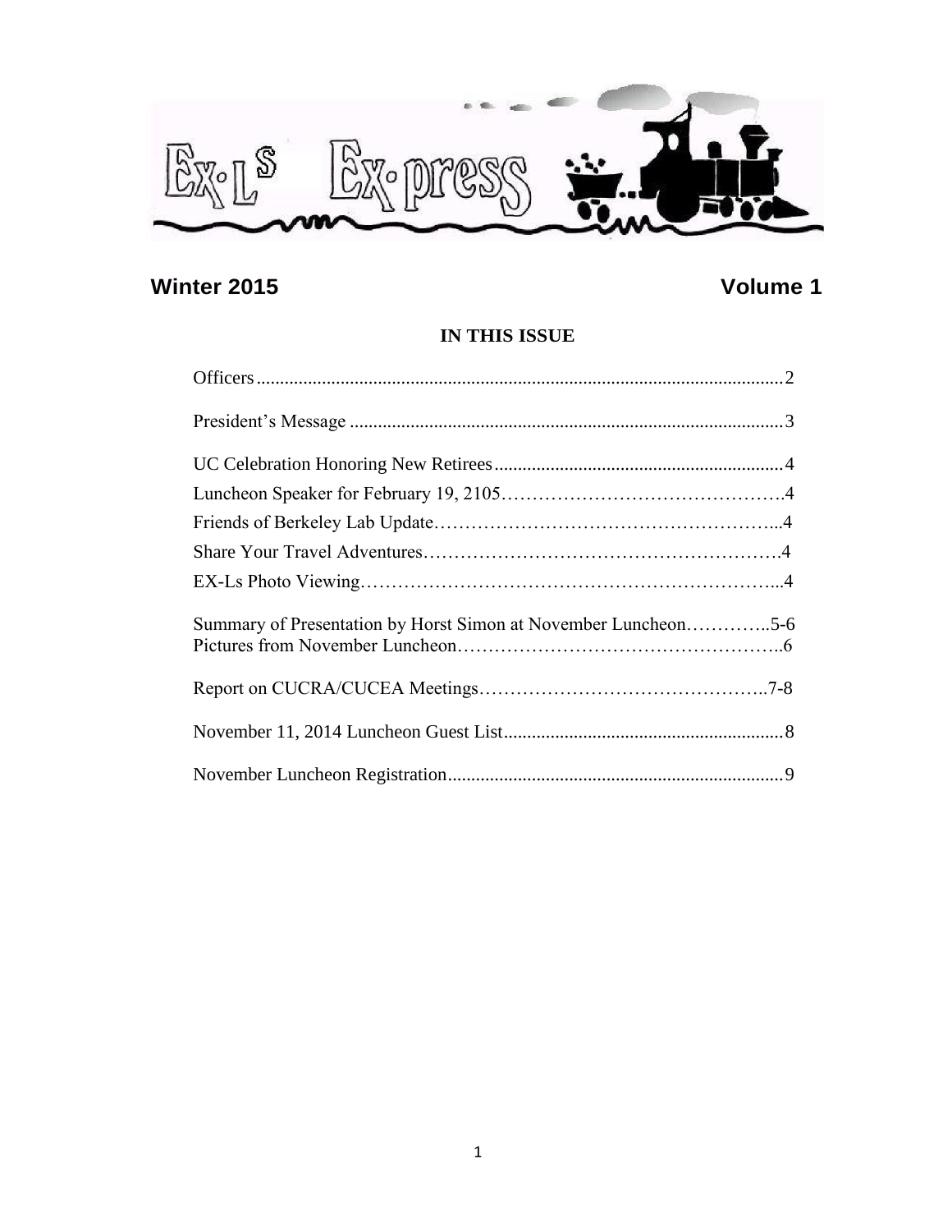# Ex-Ls Ex-press

**Winter 2015** **Volume 1**

## IN THIS ISSUE

Officers................................................................................................................2

President's Message ............................................................................................3

UC Celebration Honoring New Retirees..............................................................4
Luncheon Speaker for February 19, 2105……………………………………….4
Friends of Berkeley Lab Update………………………………………………...4
Share Your Travel Adventures…………………………………………………….4
EX-Ls Photo Viewing…………………………………………………………...4

Summary of Presentation by Horst Simon at November Luncheon…………..5-6
Pictures from November Luncheon……………………………………………..6

Report on CUCRA/CUCEA Meetings……………………………………….7-8

November 11, 2014 Luncheon Guest List............................................................8

November Luncheon Registration........................................................................9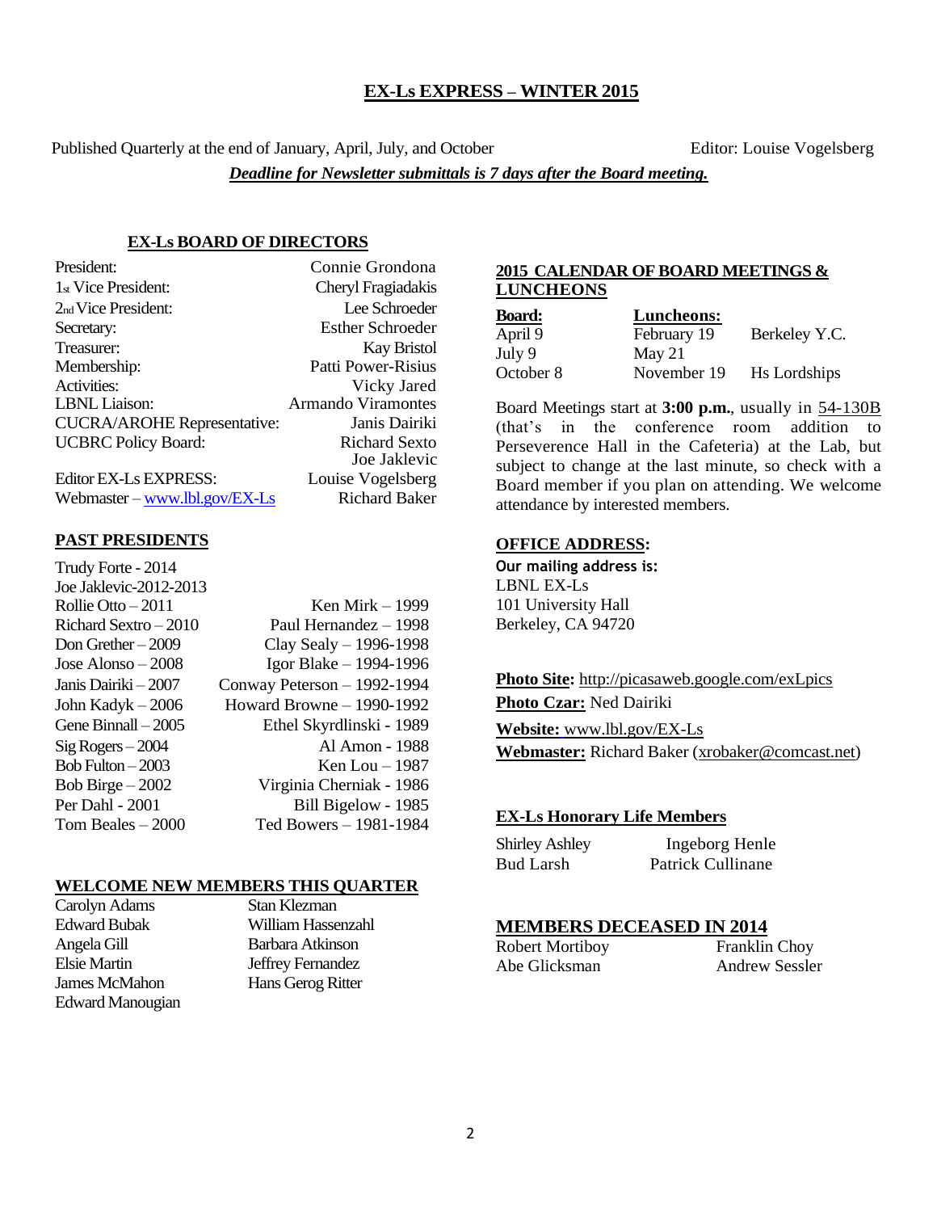# EX-Ls EXPRESS – WINTER 2015

Published Quarterly at the end of January, April, July, and October Editor: Louise Vogelsberg

***Deadline for Newsletter submittals is 7 days after the Board meeting.***

## EX-Ls BOARD OF DIRECTORS

| | |
|---|---|
| President: | Connie Grondona |
| 1st Vice President: | Cheryl Fragiadakis |
| 2nd Vice President: | Lee Schroeder |
| Secretary: | Esther Schroeder |
| Treasurer: | Kay Bristol |
| Membership: | Patti Power-Risius |
| Activities: | Vicky Jared |
| LBNL Liaison: | Armando Viramontes |
| CUCRA/AROHE Representative: | Janis Dairiki |
| UCBRC Policy Board: | Richard Sexto<br>Joe Jaklevic |
| Editor EX-Ls EXPRESS: | Louise Vogelsberg |
| Webmaster – www.lbl.gov/EX-Ls | Richard Baker |

## PAST PRESIDENTS

| | |
|---|---|
| Trudy Forte - 2014 | |
| Joe Jaklevic-2012-2013 | |
| Rollie Otto – 2011 | Ken Mirk – 1999 |
| Richard Sextro – 2010 | Paul Hernandez – 1998 |
| Don Grether – 2009 | Clay Sealy – 1996-1998 |
| Jose Alonso – 2008 | Igor Blake – 1994-1996 |
| Janis Dairiki – 2007 | Conway Peterson – 1992-1994 |
| John Kadyk – 2006 | Howard Browne – 1990-1992 |
| Gene Binnall – 2005 | Ethel Skyrdlinski - 1989 |
| Sig Rogers – 2004 | Al Amon - 1988 |
| Bob Fulton – 2003 | Ken Lou – 1987 |
| Bob Birge – 2002 | Virginia Cherniak - 1986 |
| Per Dahl - 2001 | Bill Bigelow - 1985 |
| Tom Beales – 2000 | Ted Bowers – 1981-1984 |

## WELCOME NEW MEMBERS THIS QUARTER

| | |
|---|---|
| Carolyn Adams | Stan Klezman |
| Edward Bubak | William Hassenzahl |
| Angela Gill | Barbara Atkinson |
| Elsie Martin | Jeffrey Fernandez |
| James McMahon | Hans Gerog Ritter |
| Edward Manougian | |

## 2015 CALENDAR OF BOARD MEETINGS & LUNCHEONS

| Board: | Luncheons: | |
|---|---|---|
| April 9 | February 19 | Berkeley Y.C. |
| July 9 | May 21 | |
| October 8 | November 19 | Hs Lordships |

Board Meetings start at **3:00 p.m.**, usually in 54-130B (that's in the conference room addition to Perseverence Hall in the Cafeteria) at the Lab, but subject to change at the last minute, so check with a Board member if you plan on attending. We welcome attendance by interested members.

## OFFICE ADDRESS:

**Our mailing address is:**
LBNL EX-Ls
101 University Hall
Berkeley, CA 94720

**Photo Site:** http://picasaweb.google.com/exLpics
**Photo Czar:** Ned Dairiki
**Website:** www.lbl.gov/EX-Ls
**Webmaster:** Richard Baker (xrobaker@comcast.net)

## EX-Ls Honorary Life Members

| | |
|---|---|
| Shirley Ashley | Ingeborg Henle |
| Bud Larsh | Patrick Cullinane |

## MEMBERS DECEASED IN 2014

| | |
|---|---|
| Robert Mortiboy | Franklin Choy |
| Abe Glicksman | Andrew Sessler |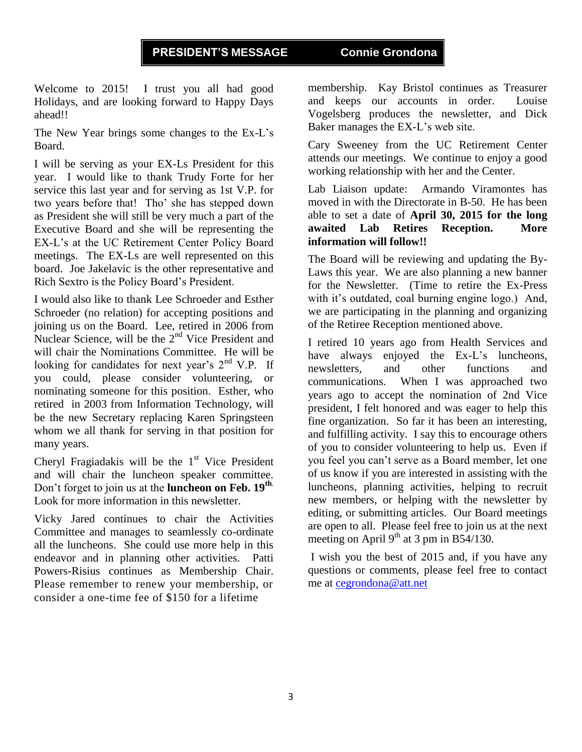## PRESIDENT'S MESSAGE — Connie Grondona

Welcome to 2015! I trust you all had good Holidays, and are looking forward to Happy Days ahead!!

The New Year brings some changes to the Ex-L's Board.

I will be serving as your EX-Ls President for this year. I would like to thank Trudy Forte for her service this last year and for serving as 1st V.P. for two years before that! Tho' she has stepped down as President she will still be very much a part of the Executive Board and she will be representing the EX-L's at the UC Retirement Center Policy Board meetings. The EX-Ls are well represented on this board. Joe Jakelavic is the other representative and Rich Sextro is the Policy Board's President.

I would also like to thank Lee Schroeder and Esther Schroeder (no relation) for accepting positions and joining us on the Board. Lee, retired in 2006 from Nuclear Science, will be the 2nd Vice President and will chair the Nominations Committee. He will be looking for candidates for next year's 2nd V.P. If you could, please consider volunteering, or nominating someone for this position. Esther, who retired in 2003 from Information Technology, will be the new Secretary replacing Karen Springsteen whom we all thank for serving in that position for many years.

Cheryl Fragiadakis will be the 1st Vice President and will chair the luncheon speaker committee. Don't forget to join us at the **luncheon on Feb. 19th**. Look for more information in this newsletter.

Vicky Jared continues to chair the Activities Committee and manages to seamlessly co-ordinate all the luncheons. She could use more help in this endeavor and in planning other activities. Patti Powers-Risius continues as Membership Chair. Please remember to renew your membership, or consider a one-time fee of $150 for a lifetime membership. Kay Bristol continues as Treasurer and keeps our accounts in order. Louise Vogelsberg produces the newsletter, and Dick Baker manages the EX-L's web site.

Cary Sweeney from the UC Retirement Center attends our meetings. We continue to enjoy a good working relationship with her and the Center.

Lab Liaison update: Armando Viramontes has moved in with the Directorate in B-50. He has been able to set a date of **April 30, 2015 for the long awaited Lab Retires Reception. More information will follow!!**

The Board will be reviewing and updating the By-Laws this year. We are also planning a new banner for the Newsletter. (Time to retire the Ex-Press with it's outdated, coal burning engine logo.) And, we are participating in the planning and organizing of the Retiree Reception mentioned above.

I retired 10 years ago from Health Services and have always enjoyed the Ex-L's luncheons, newsletters, and other functions and communications. When I was approached two years ago to accept the nomination of 2nd Vice president, I felt honored and was eager to help this fine organization. So far it has been an interesting, and fulfilling activity. I say this to encourage others of you to consider volunteering to help us. Even if you feel you can't serve as a Board member, let one of us know if you are interested in assisting with the luncheons, planning activities, helping to recruit new members, or helping with the newsletter by editing, or submitting articles. Our Board meetings are open to all. Please feel free to join us at the next meeting on April 9th at 3 pm in B54/130.

I wish you the best of 2015 and, if you have any questions or comments, please feel free to contact me at cegrondona@att.net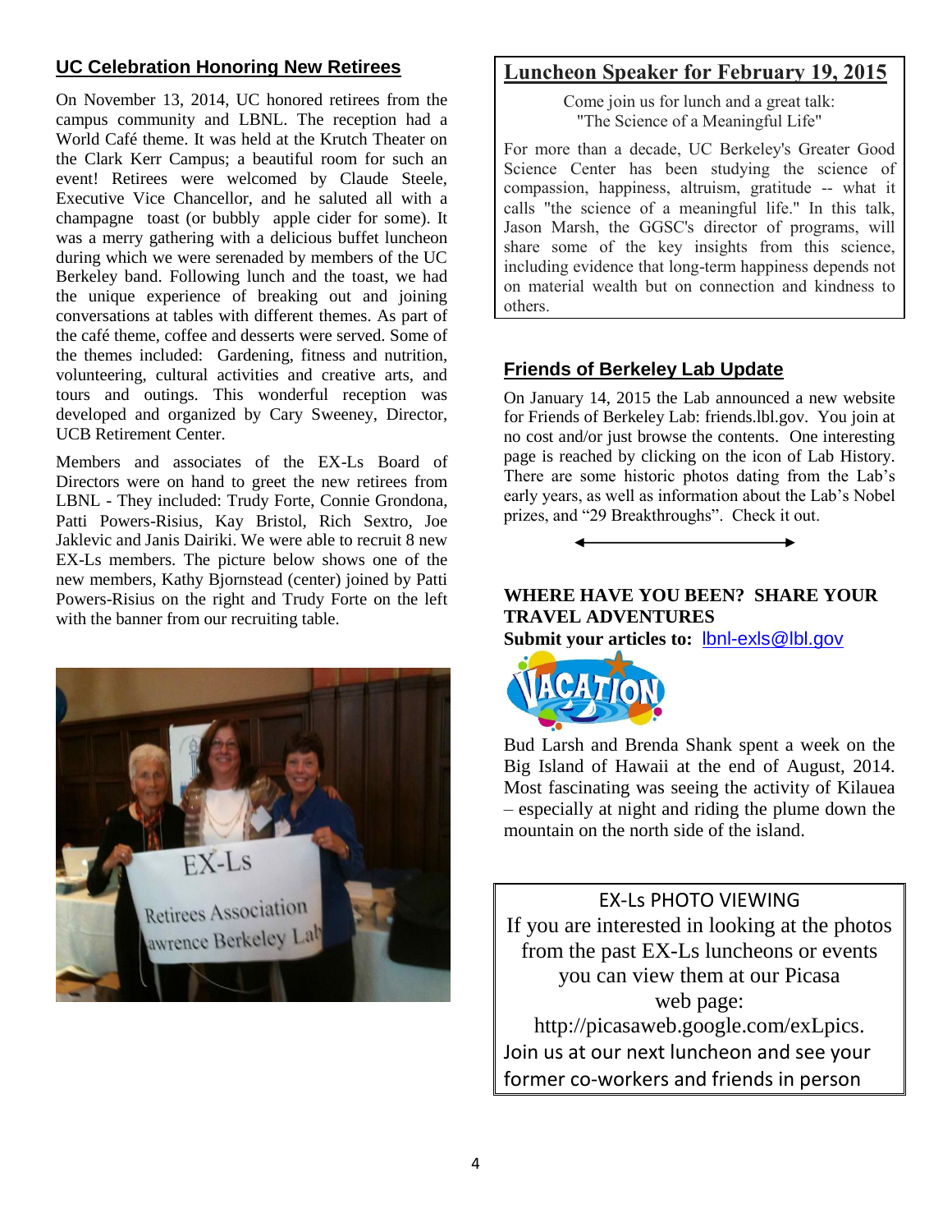## UC Celebration Honoring New Retirees

On November 13, 2014, UC honored retirees from the campus community and LBNL. The reception had a World Café theme. It was held at the Krutch Theater on the Clark Kerr Campus; a beautiful room for such an event! Retirees were welcomed by Claude Steele, Executive Vice Chancellor, and he saluted all with a champagne toast (or bubbly apple cider for some). It was a merry gathering with a delicious buffet luncheon during which we were serenaded by members of the UC Berkeley band. Following lunch and the toast, we had the unique experience of breaking out and joining conversations at tables with different themes. As part of the café theme, coffee and desserts were served. Some of the themes included: Gardening, fitness and nutrition, volunteering, cultural activities and creative arts, and tours and outings. This wonderful reception was developed and organized by Cary Sweeney, Director, UCB Retirement Center.

Members and associates of the EX-Ls Board of Directors were on hand to greet the new retirees from LBNL - They included: Trudy Forte, Connie Grondona, Patti Powers-Risius, Kay Bristol, Rich Sextro, Joe Jaklevic and Janis Dairiki. We were able to recruit 8 new EX-Ls members. The picture below shows one of the new members, Kathy Bjornstead (center) joined by Patti Powers-Risius on the right and Trudy Forte on the left with the banner from our recruiting table.

## Luncheon Speaker for February 19, 2015

Come join us for lunch and a great talk:
"The Science of a Meaningful Life"

For more than a decade, UC Berkeley's Greater Good Science Center has been studying the science of compassion, happiness, altruism, gratitude -- what it calls "the science of a meaningful life." In this talk, Jason Marsh, the GGSC's director of programs, will share some of the key insights from this science, including evidence that long-term happiness depends not on material wealth but on connection and kindness to others.

## Friends of Berkeley Lab Update

On January 14, 2015 the Lab announced a new website for Friends of Berkeley Lab: friends.lbl.gov. You join at no cost and/or just browse the contents. One interesting page is reached by clicking on the icon of Lab History. There are some historic photos dating from the Lab's early years, as well as information about the Lab's Nobel prizes, and "29 Breakthroughs". Check it out.

## WHERE HAVE YOU BEEN? SHARE YOUR TRAVEL ADVENTURES

**Submit your articles to:** lbnl-exls@lbl.gov

Bud Larsh and Brenda Shank spent a week on the Big Island of Hawaii at the end of August, 2014. Most fascinating was seeing the activity of Kilauea – especially at night and riding the plume down the mountain on the north side of the island.

## EX-Ls PHOTO VIEWING

If you are interested in looking at the photos from the past EX-Ls luncheons or events you can view them at our Picasa web page: http://picasaweb.google.com/exLpics.

Join us at our next luncheon and see your former co-workers and friends in person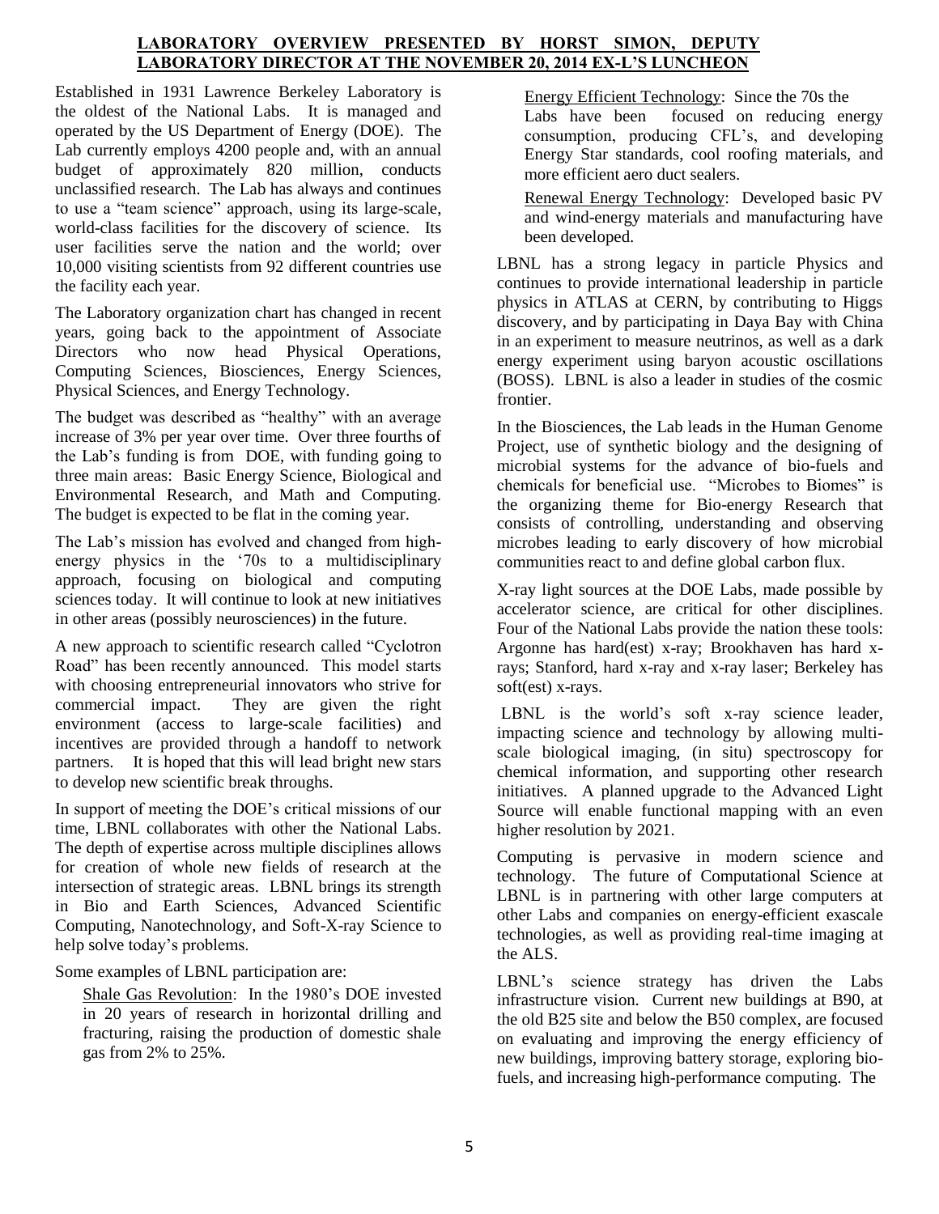## LABORATORY OVERVIEW PRESENTED BY HORST SIMON, DEPUTY LABORATORY DIRECTOR AT THE NOVEMBER 20, 2014 EX-L'S LUNCHEON

Established in 1931 Lawrence Berkeley Laboratory is the oldest of the National Labs. It is managed and operated by the US Department of Energy (DOE). The Lab currently employs 4200 people and, with an annual budget of approximately 820 million, conducts unclassified research. The Lab has always and continues to use a "team science" approach, using its large-scale, world-class facilities for the discovery of science. Its user facilities serve the nation and the world; over 10,000 visiting scientists from 92 different countries use the facility each year.

The Laboratory organization chart has changed in recent years, going back to the appointment of Associate Directors who now head Physical Operations, Computing Sciences, Biosciences, Energy Sciences, Physical Sciences, and Energy Technology.

The budget was described as "healthy" with an average increase of 3% per year over time. Over three fourths of the Lab's funding is from DOE, with funding going to three main areas: Basic Energy Science, Biological and Environmental Research, and Math and Computing. The budget is expected to be flat in the coming year.

The Lab's mission has evolved and changed from high-energy physics in the '70s to a multidisciplinary approach, focusing on biological and computing sciences today. It will continue to look at new initiatives in other areas (possibly neurosciences) in the future.

A new approach to scientific research called "Cyclotron Road" has been recently announced. This model starts with choosing entrepreneurial innovators who strive for commercial impact. They are given the right environment (access to large-scale facilities) and incentives are provided through a handoff to network partners. It is hoped that this will lead bright new stars to develop new scientific break throughs.

In support of meeting the DOE's critical missions of our time, LBNL collaborates with other the National Labs. The depth of expertise across multiple disciplines allows for creation of whole new fields of research at the intersection of strategic areas. LBNL brings its strength in Bio and Earth Sciences, Advanced Scientific Computing, Nanotechnology, and Soft-X-ray Science to help solve today's problems.

Some examples of LBNL participation are:

Shale Gas Revolution: In the 1980's DOE invested in 20 years of research in horizontal drilling and fracturing, raising the production of domestic shale gas from 2% to 25%.

Energy Efficient Technology: Since the 70s the Labs have been focused on reducing energy consumption, producing CFL's, and developing Energy Star standards, cool roofing materials, and more efficient aero duct sealers.

Renewal Energy Technology: Developed basic PV and wind-energy materials and manufacturing have been developed.

LBNL has a strong legacy in particle Physics and continues to provide international leadership in particle physics in ATLAS at CERN, by contributing to Higgs discovery, and by participating in Daya Bay with China in an experiment to measure neutrinos, as well as a dark energy experiment using baryon acoustic oscillations (BOSS). LBNL is also a leader in studies of the cosmic frontier.

In the Biosciences, the Lab leads in the Human Genome Project, use of synthetic biology and the designing of microbial systems for the advance of bio-fuels and chemicals for beneficial use. "Microbes to Biomes" is the organizing theme for Bio-energy Research that consists of controlling, understanding and observing microbes leading to early discovery of how microbial communities react to and define global carbon flux.

X-ray light sources at the DOE Labs, made possible by accelerator science, are critical for other disciplines. Four of the National Labs provide the nation these tools: Argonne has hard(est) x-ray; Brookhaven has hard x-rays; Stanford, hard x-ray and x-ray laser; Berkeley has soft(est) x-rays.

LBNL is the world's soft x-ray science leader, impacting science and technology by allowing multi-scale biological imaging, (in situ) spectroscopy for chemical information, and supporting other research initiatives. A planned upgrade to the Advanced Light Source will enable functional mapping with an even higher resolution by 2021.

Computing is pervasive in modern science and technology. The future of Computational Science at LBNL is in partnering with other large computers at other Labs and companies on energy-efficient exascale technologies, as well as providing real-time imaging at the ALS.

LBNL's science strategy has driven the Labs infrastructure vision. Current new buildings at B90, at the old B25 site and below the B50 complex, are focused on evaluating and improving the energy efficiency of new buildings, improving battery storage, exploring bio-fuels, and increasing high-performance computing. The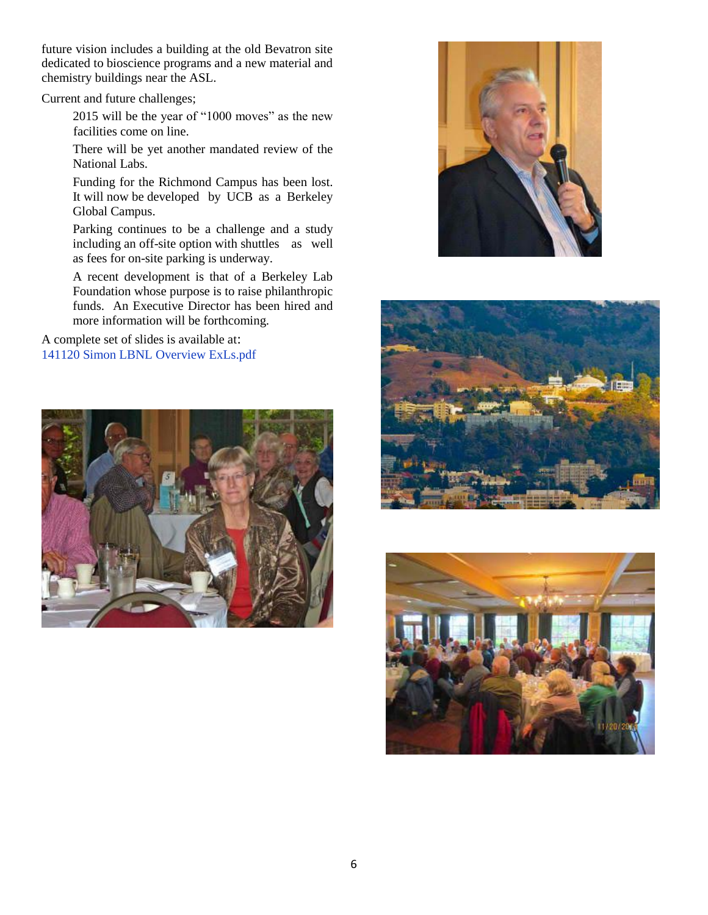future vision includes a building at the old Bevatron site dedicated to bioscience programs and a new material and chemistry buildings near the ASL.

Current and future challenges;

> 2015 will be the year of "1000 moves" as the new facilities come on line.
>
> There will be yet another mandated review of the National Labs.
>
> Funding for the Richmond Campus has been lost. It will now be developed by UCB as a Berkeley Global Campus.
>
> Parking continues to be a challenge and a study including an off-site option with shuttles as well as fees for on-site parking is underway.
>
> A recent development is that of a Berkeley Lab Foundation whose purpose is to raise philanthropic funds. An Executive Director has been hired and more information will be forthcoming.

A complete set of slides is available at:
141120 Simon LBNL Overview ExLs.pdf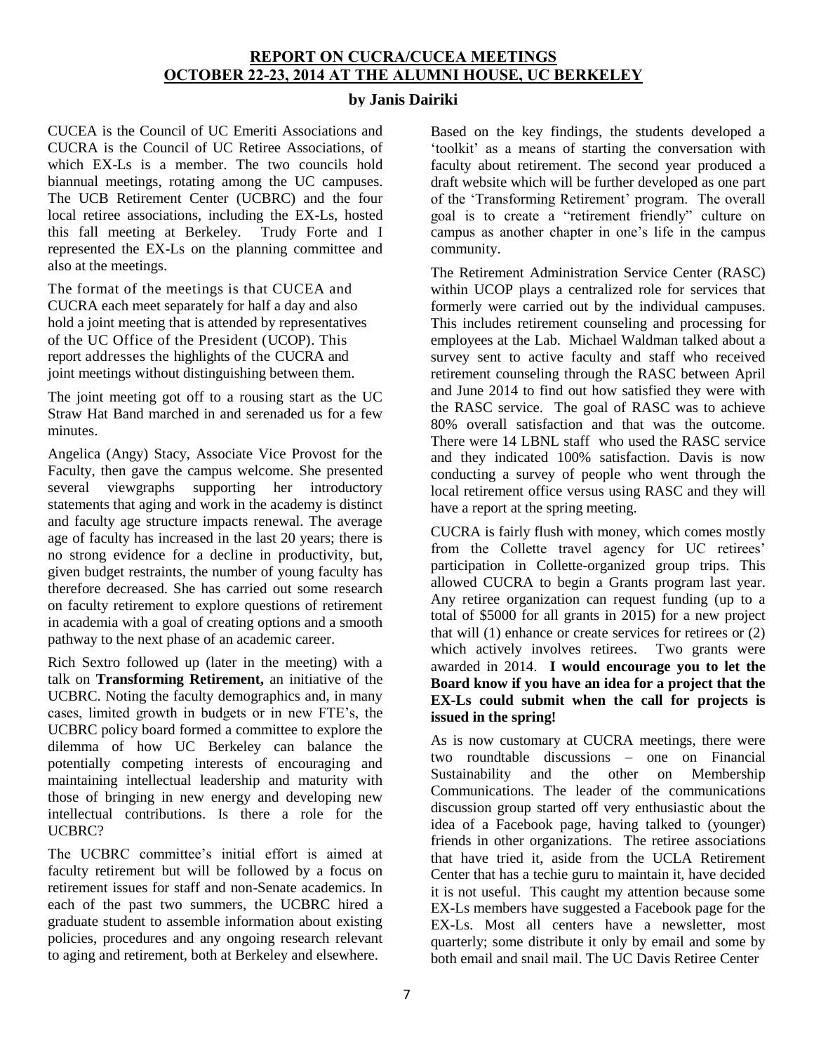# REPORT ON CUCRA/CUCEA MEETINGS
# OCTOBER 22-23, 2014 AT THE ALUMNI HOUSE, UC BERKELEY

**by Janis Dairiki**

CUCEA is the Council of UC Emeriti Associations and CUCRA is the Council of UC Retiree Associations, of which EX-Ls is a member. The two councils hold biannual meetings, rotating among the UC campuses. The UCB Retirement Center (UCBRC) and the four local retiree associations, including the EX-Ls, hosted this fall meeting at Berkeley. Trudy Forte and I represented the EX-Ls on the planning committee and also at the meetings.

The format of the meetings is that CUCEA and CUCRA each meet separately for half a day and also hold a joint meeting that is attended by representatives of the UC Office of the President (UCOP). This report addresses the highlights of the CUCRA and joint meetings without distinguishing between them.

The joint meeting got off to a rousing start as the UC Straw Hat Band marched in and serenaded us for a few minutes.

Angelica (Angy) Stacy, Associate Vice Provost for the Faculty, then gave the campus welcome. She presented several viewgraphs supporting her introductory statements that aging and work in the academy is distinct and faculty age structure impacts renewal. The average age of faculty has increased in the last 20 years; there is no strong evidence for a decline in productivity, but, given budget restraints, the number of young faculty has therefore decreased. She has carried out some research on faculty retirement to explore questions of retirement in academia with a goal of creating options and a smooth pathway to the next phase of an academic career.

Rich Sextro followed up (later in the meeting) with a talk on **Transforming Retirement,** an initiative of the UCBRC. Noting the faculty demographics and, in many cases, limited growth in budgets or in new FTE's, the UCBRC policy board formed a committee to explore the dilemma of how UC Berkeley can balance the potentially competing interests of encouraging and maintaining intellectual leadership and maturity with those of bringing in new energy and developing new intellectual contributions. Is there a role for the UCBRC?

The UCBRC committee's initial effort is aimed at faculty retirement but will be followed by a focus on retirement issues for staff and non-Senate academics. In each of the past two summers, the UCBRC hired a graduate student to assemble information about existing policies, procedures and any ongoing research relevant to aging and retirement, both at Berkeley and elsewhere.

Based on the key findings, the students developed a 'toolkit' as a means of starting the conversation with faculty about retirement. The second year produced a draft website which will be further developed as one part of the 'Transforming Retirement' program. The overall goal is to create a "retirement friendly" culture on campus as another chapter in one's life in the campus community.

The Retirement Administration Service Center (RASC) within UCOP plays a centralized role for services that formerly were carried out by the individual campuses. This includes retirement counseling and processing for employees at the Lab. Michael Waldman talked about a survey sent to active faculty and staff who received retirement counseling through the RASC between April and June 2014 to find out how satisfied they were with the RASC service. The goal of RASC was to achieve 80% overall satisfaction and that was the outcome. There were 14 LBNL staff who used the RASC service and they indicated 100% satisfaction. Davis is now conducting a survey of people who went through the local retirement office versus using RASC and they will have a report at the spring meeting.

CUCRA is fairly flush with money, which comes mostly from the Collette travel agency for UC retirees' participation in Collette-organized group trips. This allowed CUCRA to begin a Grants program last year. Any retiree organization can request funding (up to a total of $5000 for all grants in 2015) for a new project that will (1) enhance or create services for retirees or (2) which actively involves retirees. Two grants were awarded in 2014. **I would encourage you to let the Board know if you have an idea for a project that the EX-Ls could submit when the call for projects is issued in the spring!**

As is now customary at CUCRA meetings, there were two roundtable discussions – one on Financial Sustainability and the other on Membership Communications. The leader of the communications discussion group started off very enthusiastic about the idea of a Facebook page, having talked to (younger) friends in other organizations. The retiree associations that have tried it, aside from the UCLA Retirement Center that has a techie guru to maintain it, have decided it is not useful. This caught my attention because some EX-Ls members have suggested a Facebook page for the EX-Ls. Most all centers have a newsletter, most quarterly; some distribute it only by email and some by both email and snail mail. The UC Davis Retiree Center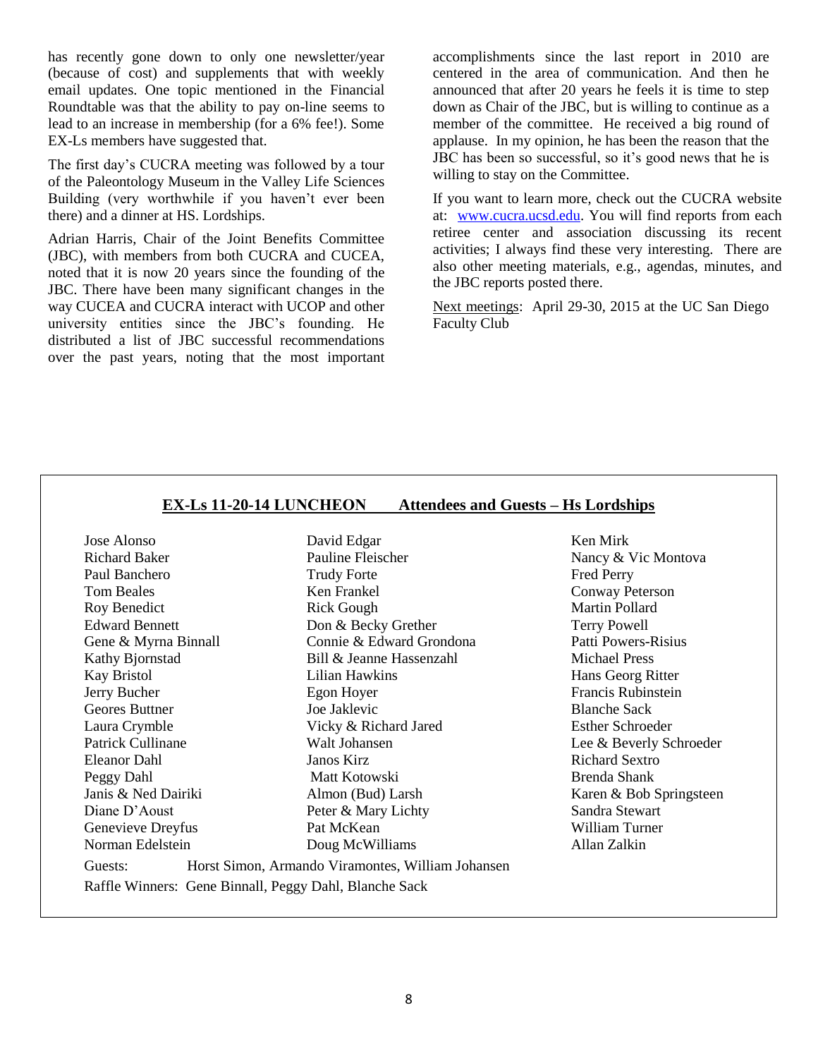has recently gone down to only one newsletter/year (because of cost) and supplements that with weekly email updates. One topic mentioned in the Financial Roundtable was that the ability to pay on-line seems to lead to an increase in membership (for a 6% fee!). Some EX-Ls members have suggested that.

The first day's CUCRA meeting was followed by a tour of the Paleontology Museum in the Valley Life Sciences Building (very worthwhile if you haven't ever been there) and a dinner at HS. Lordships.

Adrian Harris, Chair of the Joint Benefits Committee (JBC), with members from both CUCRA and CUCEA, noted that it is now 20 years since the founding of the JBC. There have been many significant changes in the way CUCEA and CUCRA interact with UCOP and other university entities since the JBC's founding. He distributed a list of JBC successful recommendations over the past years, noting that the most important accomplishments since the last report in 2010 are centered in the area of communication. And then he announced that after 20 years he feels it is time to step down as Chair of the JBC, but is willing to continue as a member of the committee. He received a big round of applause. In my opinion, he has been the reason that the JBC has been so successful, so it's good news that he is willing to stay on the Committee.

If you want to learn more, check out the CUCRA website at: www.cucra.ucsd.edu. You will find reports from each retiree center and association discussing its recent activities; I always find these very interesting. There are also other meeting materials, e.g., agendas, minutes, and the JBC reports posted there.

Next meetings: April 29-30, 2015 at the UC San Diego Faculty Club

## EX-Ls 11-20-14 LUNCHEON Attendees and Guests – Hs Lordships

Jose Alonso
Richard Baker
Paul Banchero
Tom Beales
Roy Benedict
Edward Bennett
Gene & Myrna Binnall
Kathy Bjornstad
Kay Bristol
Jerry Bucher
Geores Buttner
Laura Crymble
Patrick Cullinane
Eleanor Dahl
Peggy Dahl
Janis & Ned Dairiki
Diane D'Aoust
Genevieve Dreyfus
Norman Edelstein
David Edgar
Pauline Fleischer
Trudy Forte
Ken Frankel
Rick Gough
Don & Becky Grether
Connie & Edward Grondona
Bill & Jeanne Hassenzahl
Lilian Hawkins
Egon Hoyer
Joe Jaklevic
Vicky & Richard Jared
Walt Johansen
Janos Kirz
Matt Kotowski
Almon (Bud) Larsh
Peter & Mary Lichty
Pat McKean
Doug McWilliams
Ken Mirk
Nancy & Vic Montova
Fred Perry
Conway Peterson
Martin Pollard
Terry Powell
Patti Powers-Risius
Michael Press
Hans Georg Ritter
Francis Rubinstein
Blanche Sack
Esther Schroeder
Lee & Beverly Schroeder
Richard Sextro
Brenda Shank
Karen & Bob Springsteen
Sandra Stewart
William Turner
Allan Zalkin

Guests: Horst Simon, Armando Viramontes, William Johansen

Raffle Winners: Gene Binnall, Peggy Dahl, Blanche Sack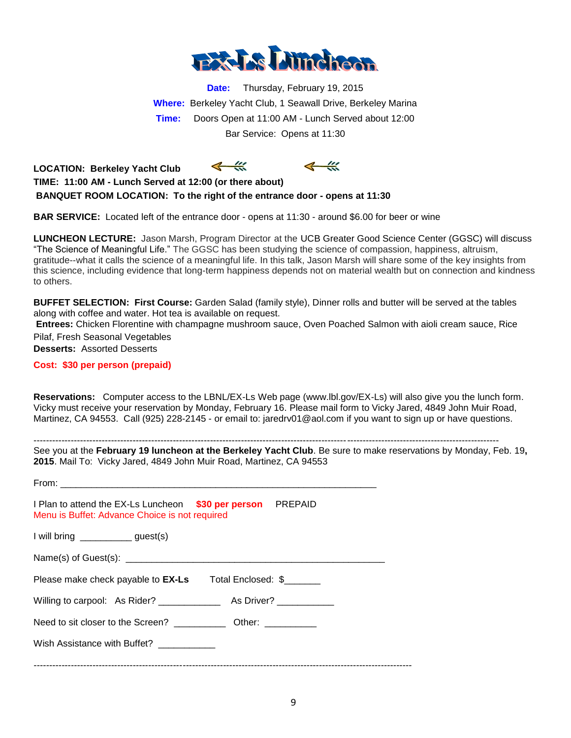# EX-Ls Luncheon

**Date:** Thursday, February 19, 2015
**Where:** Berkeley Yacht Club, 1 Seawall Drive, Berkeley Marina
**Time:** Doors Open at 11:00 AM - Lunch Served about 12:00
Bar Service: Opens at 11:30

**LOCATION: Berkeley Yacht Club**
**TIME: 11:00 AM - Lunch Served at 12:00 (or there about)**
**BANQUET ROOM LOCATION: To the right of the entrance door - opens at 11:30**

**BAR SERVICE:** Located left of the entrance door - opens at 11:30 - around $6.00 for beer or wine

**LUNCHEON LECTURE:** Jason Marsh, Program Director at the UCB Greater Good Science Center (GGSC) will discuss "The Science of Meaningful Life." The GGSC has been studying the science of compassion, happiness, altruism, gratitude--what it calls the science of a meaningful life. In this talk, Jason Marsh will share some of the key insights from this science, including evidence that long-term happiness depends not on material wealth but on connection and kindness to others.

**BUFFET SELECTION: First Course:** Garden Salad (family style), Dinner rolls and butter will be served at the tables along with coffee and water. Hot tea is available on request.
**Entrees:** Chicken Florentine with champagne mushroom sauce, Oven Poached Salmon with aioli cream sauce, Rice Pilaf, Fresh Seasonal Vegetables
**Desserts:** Assorted Desserts

**Cost: $30 per person (prepaid)**

**Reservations:** Computer access to the LBNL/EX-Ls Web page (www.lbl.gov/EX-Ls) will also give you the lunch form. Vicky must receive your reservation by Monday, February 16. Please mail form to Vicky Jared, 4849 John Muir Road, Martinez, CA 94553. Call (925) 228-2145 - or email to: jaredrv01@aol.com if you want to sign up or have questions.

---

See you at the **February 19 luncheon at the Berkeley Yacht Club**. Be sure to make reservations by Monday, Feb. 19**, 2015**. Mail To: Vicky Jared, 4849 John Muir Road, Martinez, CA 94553

From: ____________________________________________________________

I Plan to attend the EX-Ls Luncheon **$30 per person** PREPAID
Menu is Buffet: Advance Choice is not required

I will bring __________ guest(s)

Name(s) of Guest(s): __________________________________________________

Please make check payable to **EX-Ls** Total Enclosed: $_______

Willing to carpool: As Rider? ____________ As Driver? ___________

Need to sit closer to the Screen? __________ Other: __________

Wish Assistance with Buffet? ___________

---